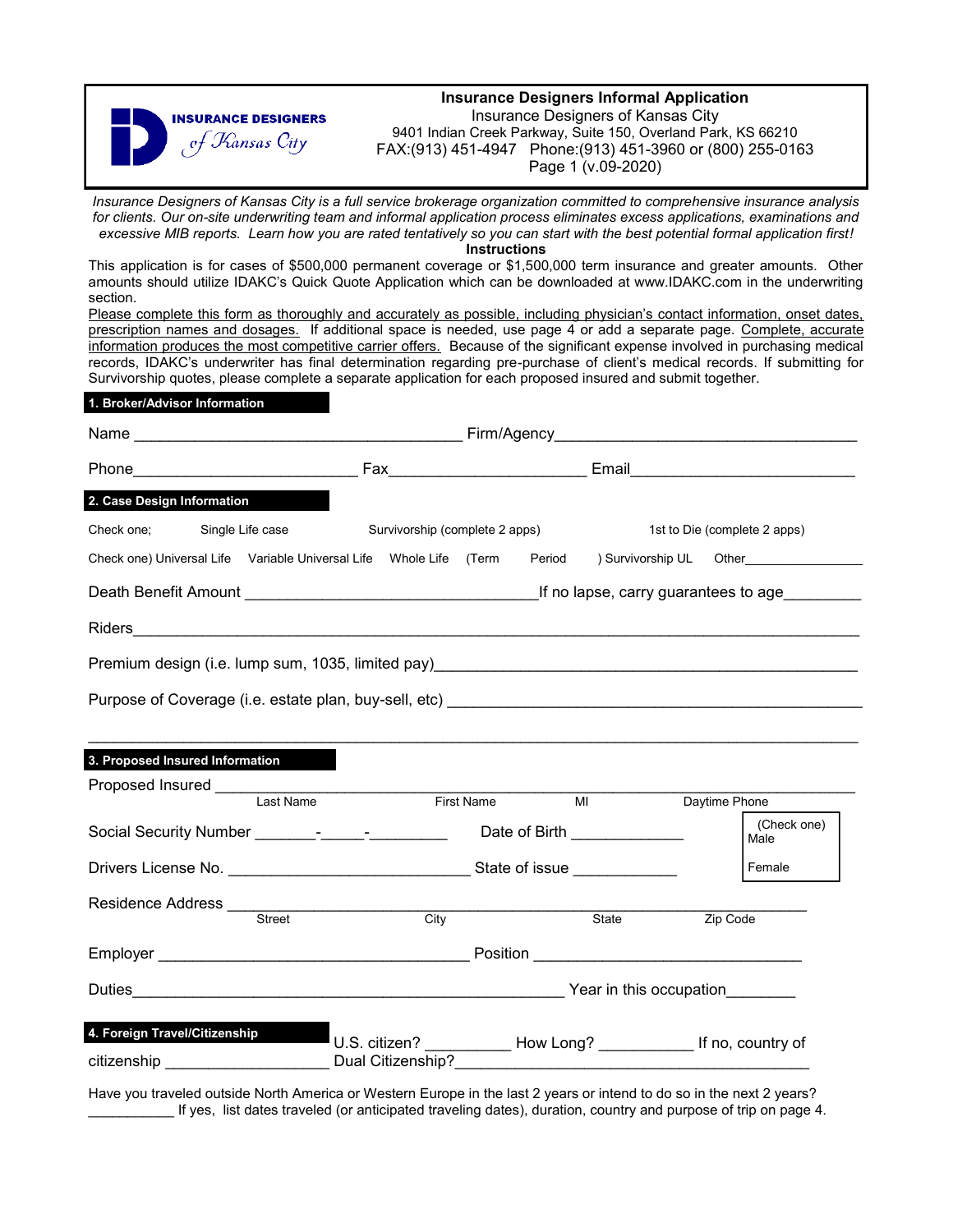**INSURANCE DESIGNERS** *of Kansas City*

# Insurance Designers Informal Application

Insurance Designers of Kansas City
9401 Indian Creek Parkway, Suite 150, Overland Park, KS 66210
FAX:(913) 451-4947 Phone:(913) 451-3960 or (800) 255-0163
Page 1 (v.09-2020)

*Insurance Designers of Kansas City is a full service brokerage organization committed to comprehensive insurance analysis for clients. Our on-site underwriting team and informal application process eliminates excess applications, examinations and excessive MIB reports. Learn how you are rated tentatively so you can start with the best potential formal application first!*

**Instructions**

This application is for cases of $500,000 permanent coverage or $1,500,000 term insurance and greater amounts. Other amounts should utilize IDAKC's Quick Quote Application which can be downloaded at www.IDAKC.com in the underwriting section.

<u>Please complete this form as thoroughly and accurately as possible, including physician's contact information, onset dates, prescription names and dosages.</u> If additional space is needed, use page 4 or add a separate page. <u>Complete, accurate information produces the most competitive carrier offers.</u> Because of the significant expense involved in purchasing medical records, IDAKC's underwriter has final determination regarding pre-purchase of client's medical records. If submitting for Survivorship quotes, please complete a separate application for each proposed insured and submit together.

## 1. Broker/Advisor Information

Name ______________________________ Firm/Agency ______________________________

Phone ____________________ Fax ____________________ Email ____________________

## 2. Case Design Information

Check one; Single Life case Survivorship (complete 2 apps) 1st to Die (complete 2 apps)

Check one) Universal Life Variable Universal Life Whole Life (Term Period ) Survivorship UL Other____________

Death Benefit Amount ______________________________ If no lapse, carry guarantees to age________

Riders______________________________________________________________

Premium design (i.e. lump sum, 1035, limited pay)______________________________

Purpose of Coverage (i.e. estate plan, buy-sell, etc) ______________________________

______________________________________________________________

## 3. Proposed Insured Information

Proposed Insured ______________________________________________________________
Last Name First Name MI Daytime Phone

Social Security Number _______-_____-_________ Date of Birth _____________

(Check one) Male Female

Drivers License No. __________________________ State of issue ____________

Residence Address ______________________________________________________________
Street City State Zip Code

Employer ______________________________ Position ______________________________

Duties______________________________________________ Year in this occupation________

## 4. Foreign Travel/Citizenship

U.S. citizen? __________ How Long? ___________ If no, country of citizenship __________________ Dual Citizenship?________________________________________

Have you traveled outside North America or Western Europe in the last 2 years or intend to do so in the next 2 years? ___________ If yes, list dates traveled (or anticipated traveling dates), duration, country and purpose of trip on page 4.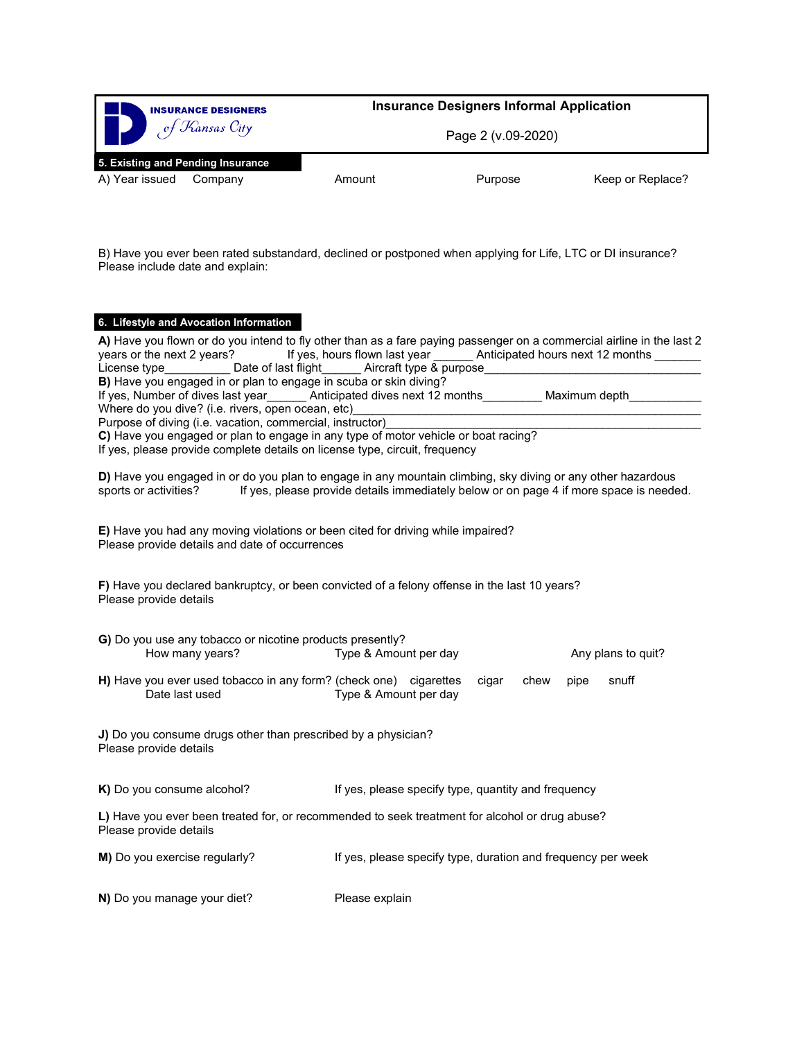**INSURANCE DESIGNERS of Kansas City**

**Insurance Designers Informal Application**

Page 2 (v.09-2020)

## 5. Existing and Pending Insurance

| A) Year issued | Company | Amount | Purpose | Keep or Replace? |
|---|---|---|---|---|
| | | | | |

B) Have you ever been rated substandard, declined or postponed when applying for Life, LTC or DI insurance? Please include date and explain:

## 6. Lifestyle and Avocation Information

**A)** Have you flown or do you intend to fly other than as a fare paying passenger on a commercial airline in the last 2 years or the next 2 years? If yes, hours flown last year ______ Anticipated hours next 12 months _______
License type__________ Date of last flight______ Aircraft type & purpose__________________________________

**B)** Have you engaged in or plan to engage in scuba or skin diving?
If yes, Number of dives last year______ Anticipated dives next 12 months_________ Maximum depth___________
Where do you dive? (i.e. rivers, open ocean, etc)____________________________________________________
Purpose of diving (i.e. vacation, commercial, instructor)_______________________________________________

**C)** Have you engaged or plan to engage in any type of motor vehicle or boat racing?
If yes, please provide complete details on license type, circuit, frequency

**D)** Have you engaged in or do you plan to engage in any mountain climbing, sky diving or any other hazardous sports or activities? If yes, please provide details immediately below or on page 4 if more space is needed.

**E)** Have you had any moving violations or been cited for driving while impaired?
Please provide details and date of occurrences

**F)** Have you declared bankruptcy, or been convicted of a felony offense in the last 10 years?
Please provide details

**G)** Do you use any tobacco or nicotine products presently?
How many years? Type & Amount per day Any plans to quit?

**H)** Have you ever used tobacco in any form? (check one) cigarettes cigar chew pipe snuff
Date last used Type & Amount per day

**J)** Do you consume drugs other than prescribed by a physician?
Please provide details

**K)** Do you consume alcohol? If yes, please specify type, quantity and frequency

**L)** Have you ever been treated for, or recommended to seek treatment for alcohol or drug abuse?
Please provide details

**M)** Do you exercise regularly? If yes, please specify type, duration and frequency per week

**N)** Do you manage your diet? Please explain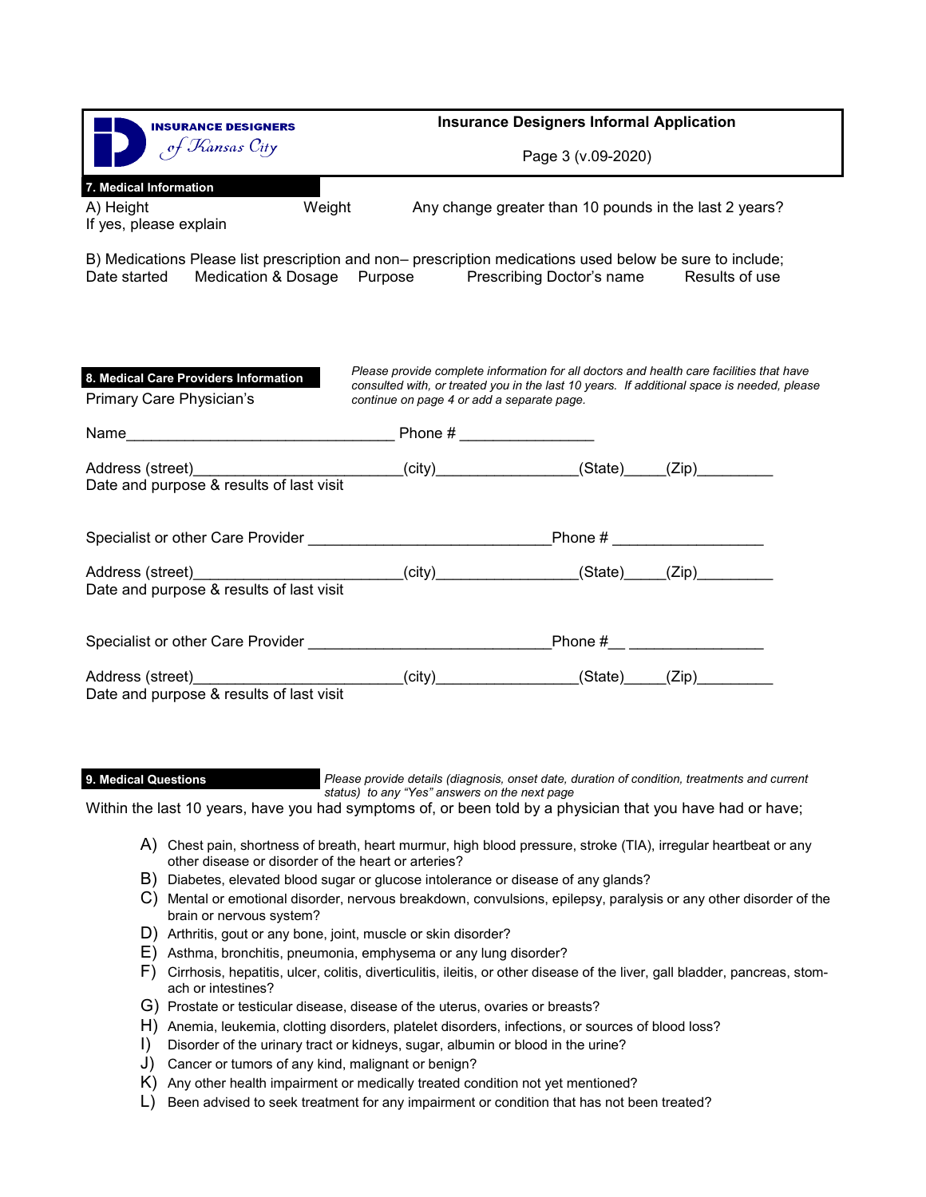**INSURANCE DESIGNERS** *of Kansas City*

**Insurance Designers Informal Application**

## 7. Medical Information

A) Height Weight Any change greater than 10 pounds in the last 2 years?
If yes, please explain

B) Medications Please list prescription and non– prescription medications used below be sure to include;
Date started Medication & Dosage Purpose Prescribing Doctor's name Results of use

## 8. Medical Care Providers Information

*Please provide complete information for all doctors and health care facilities that have consulted with, or treated you in the last 10 years. If additional space is needed, please continue on page 4 or add a separate page.*

Primary Care Physician's

Name_______________________________ Phone # ________________

Address (street)________________________(city)________________(State)_____(Zip)_________
Date and purpose & results of last visit

Specialist or other Care Provider ____________________________Phone # __________________

Address (street)________________________(city)________________(State)_____(Zip)_________
Date and purpose & results of last visit

Specialist or other Care Provider ____________________________Phone #__ ________________

Address (street)________________________(city)________________(State)_____(Zip)_________
Date and purpose & results of last visit

## 9. Medical Questions

*Please provide details (diagnosis, onset date, duration of condition, treatments and current status) to any "Yes" answers on the next page*

Within the last 10 years, have you had symptoms of, or been told by a physician that you have had or have;

A) Chest pain, shortness of breath, heart murmur, high blood pressure, stroke (TIA), irregular heartbeat or any other disease or disorder of the heart or arteries?
B) Diabetes, elevated blood sugar or glucose intolerance or disease of any glands?
C) Mental or emotional disorder, nervous breakdown, convulsions, epilepsy, paralysis or any other disorder of the brain or nervous system?
D) Arthritis, gout or any bone, joint, muscle or skin disorder?
E) Asthma, bronchitis, pneumonia, emphysema or any lung disorder?
F) Cirrhosis, hepatitis, ulcer, colitis, diverticulitis, ileitis, or other disease of the liver, gall bladder, pancreas, stomach or intestines?
G) Prostate or testicular disease, disease of the uterus, ovaries or breasts?
H) Anemia, leukemia, clotting disorders, platelet disorders, infections, or sources of blood loss?
I) Disorder of the urinary tract or kidneys, sugar, albumin or blood in the urine?
J) Cancer or tumors of any kind, malignant or benign?
K) Any other health impairment or medically treated condition not yet mentioned?
L) Been advised to seek treatment for any impairment or condition that has not been treated?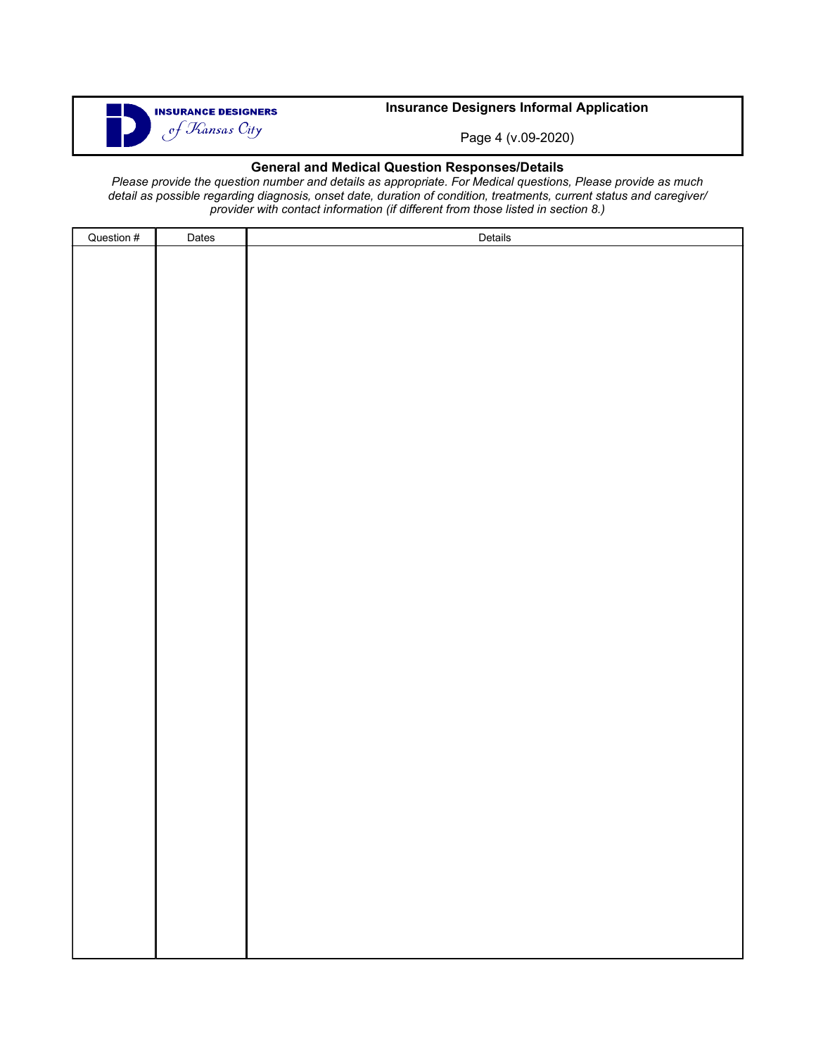**Insurance Designers Informal Application**

## General and Medical Question Responses/Details

*Please provide the question number and details as appropriate. For Medical questions, Please provide as much detail as possible regarding diagnosis, onset date, duration of condition, treatments, current status and caregiver/ provider with contact information (if different from those listed in section 8.)*

| Question # | Dates | Details |
| --- | --- | --- |
| | | |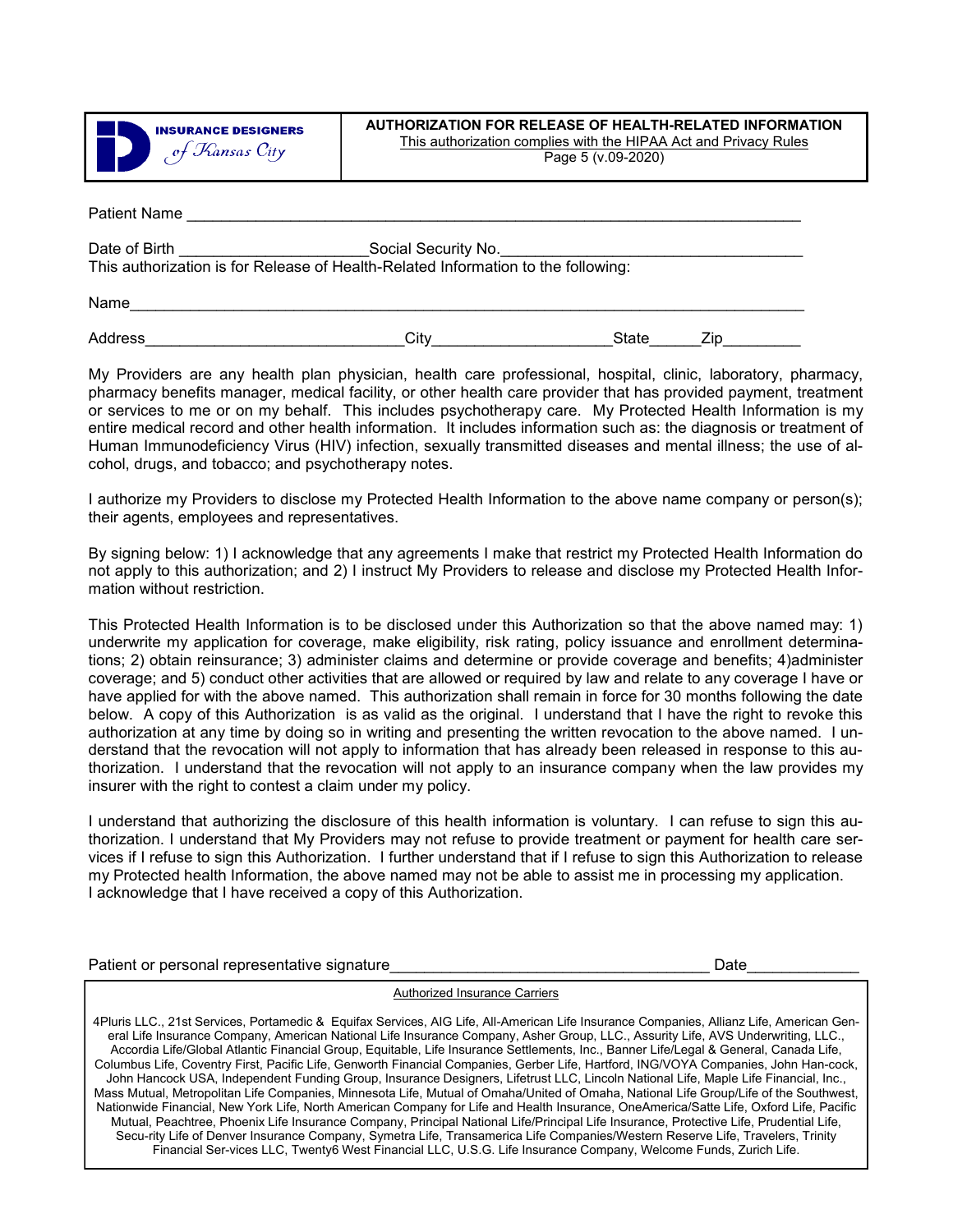**INSURANCE DESIGNERS** *of Kansas City*

**AUTHORIZATION FOR RELEASE OF HEALTH-RELATED INFORMATION**
This authorization complies with the HIPAA Act and Privacy Rules
Page 5 (v.09-2020)

Patient Name ___________________________________________________________________________

Date of Birth _____________________ Social Security No.__________________________________
This authorization is for Release of Health-Related Information to the following:

Name___________________________________________________________________________

Address_____________________________City____________________State______Zip_________

My Providers are any health plan physician, health care professional, hospital, clinic, laboratory, pharmacy, pharmacy benefits manager, medical facility, or other health care provider that has provided payment, treatment or services to me or on my behalf. This includes psychotherapy care. My Protected Health Information is my entire medical record and other health information. It includes information such as: the diagnosis or treatment of Human Immunodeficiency Virus (HIV) infection, sexually transmitted diseases and mental illness; the use of alcohol, drugs, and tobacco; and psychotherapy notes.

I authorize my Providers to disclose my Protected Health Information to the above name company or person(s); their agents, employees and representatives.

By signing below: 1) I acknowledge that any agreements I make that restrict my Protected Health Information do not apply to this authorization; and 2) I instruct My Providers to release and disclose my Protected Health Information without restriction.

This Protected Health Information is to be disclosed under this Authorization so that the above named may: 1) underwrite my application for coverage, make eligibility, risk rating, policy issuance and enrollment determinations; 2) obtain reinsurance; 3) administer claims and determine or provide coverage and benefits; 4)administer coverage; and 5) conduct other activities that are allowed or required by law and relate to any coverage I have or have applied for with the above named. This authorization shall remain in force for 30 months following the date below. A copy of this Authorization is as valid as the original. I understand that I have the right to revoke this authorization at any time by doing so in writing and presenting the written revocation to the above named. I understand that the revocation will not apply to information that has already been released in response to this authorization. I understand that the revocation will not apply to an insurance company when the law provides my insurer with the right to contest a claim under my policy.

I understand that authorizing the disclosure of this health information is voluntary. I can refuse to sign this authorization. I understand that My Providers may not refuse to provide treatment or payment for health care services if I refuse to sign this Authorization. I further understand that if I refuse to sign this Authorization to release my Protected health Information, the above named may not be able to assist me in processing my application.
I acknowledge that I have received a copy of this Authorization.

Patient or personal representative signature____________________________________ Date_____________

Authorized Insurance Carriers

4Pluris LLC., 21st Services, Portamedic & Equifax Services, AIG Life, All-American Life Insurance Companies, Allianz Life, American General Life Insurance Company, American National Life Insurance Company, Asher Group, LLC., Assurity Life, AVS Underwriting, LLC., Accordia Life/Global Atlantic Financial Group, Equitable, Life Insurance Settlements, Inc., Banner Life/Legal & General, Canada Life, Columbus Life, Coventry First, Pacific Life, Genworth Financial Companies, Gerber Life, Hartford, ING/VOYA Companies, John Han-cock, John Hancock USA, Independent Funding Group, Insurance Designers, Lifetrust LLC, Lincoln National Life, Maple Life Financial, Inc., Mass Mutual, Metropolitan Life Companies, Minnesota Life, Mutual of Omaha/United of Omaha, National Life Group/Life of the Southwest, Nationwide Financial, New York Life, North American Company for Life and Health Insurance, OneAmerica/Satte Life, Oxford Life, Pacific Mutual, Peachtree, Phoenix Life Insurance Company, Principal National Life/Principal Life Insurance, Protective Life, Prudential Life, Secu-rity Life of Denver Insurance Company, Symetra Life, Transamerica Life Companies/Western Reserve Life, Travelers, Trinity Financial Ser-vices LLC, Twenty6 West Financial LLC, U.S.G. Life Insurance Company, Welcome Funds, Zurich Life.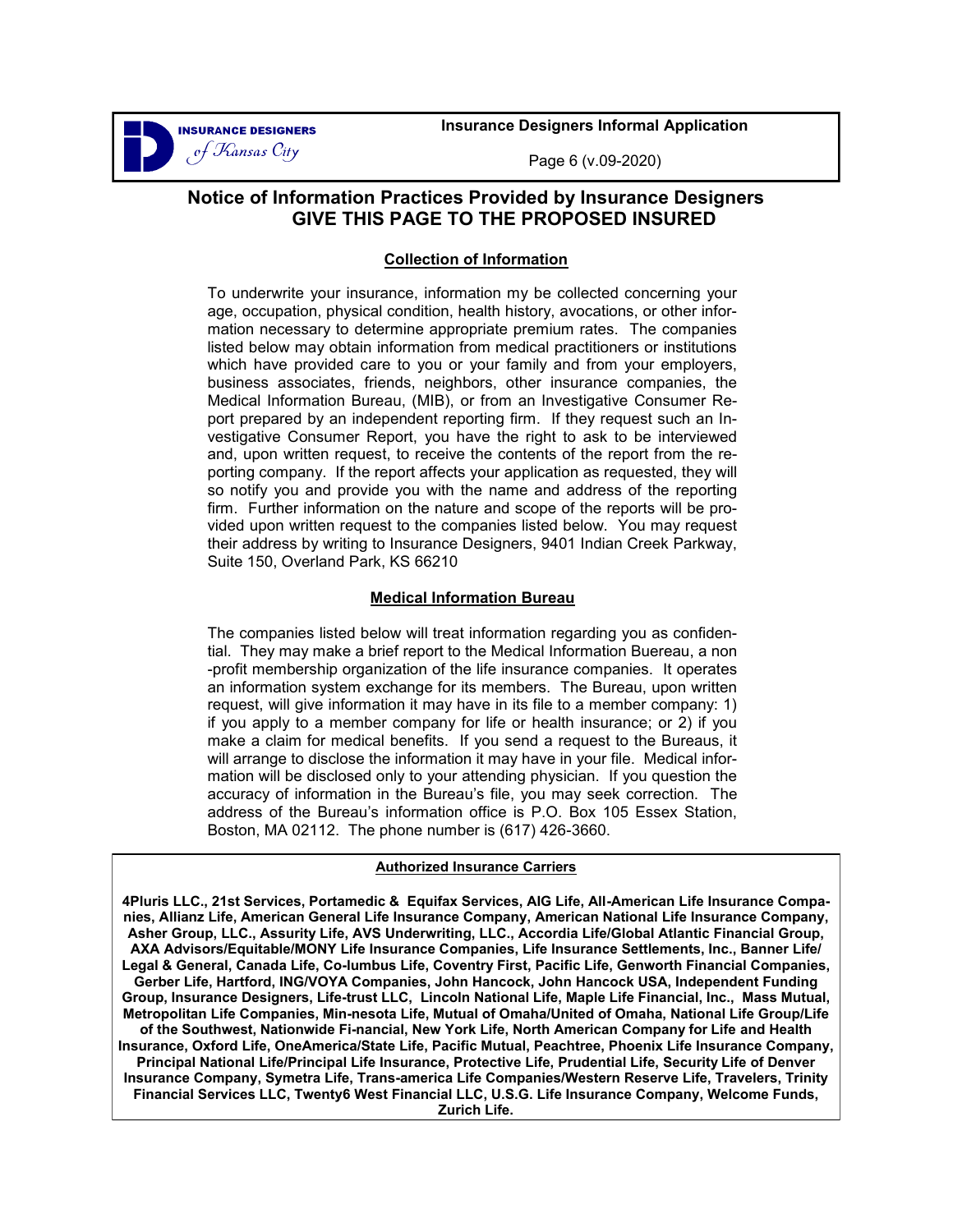# Notice of Information Practices Provided by Insurance Designers

## GIVE THIS PAGE TO THE PROPOSED INSURED

### Collection of Information

To underwrite your insurance, information my be collected concerning your age, occupation, physical condition, health history, avocations, or other information necessary to determine appropriate premium rates. The companies listed below may obtain information from medical practitioners or institutions which have provided care to you or your family and from your employers, business associates, friends, neighbors, other insurance companies, the Medical Information Bureau, (MIB), or from an Investigative Consumer Report prepared by an independent reporting firm. If they request such an Investigative Consumer Report, you have the right to ask to be interviewed and, upon written request, to receive the contents of the report from the reporting company. If the report affects your application as requested, they will so notify you and provide you with the name and address of the reporting firm. Further information on the nature and scope of the reports will be provided upon written request to the companies listed below. You may request their address by writing to Insurance Designers, 9401 Indian Creek Parkway, Suite 150, Overland Park, KS 66210

### Medical Information Bureau

The companies listed below will treat information regarding you as confidential. They may make a brief report to the Medical Information Buereau, a non-profit membership organization of the life insurance companies. It operates an information system exchange for its members. The Bureau, upon written request, will give information it may have in its file to a member company: 1) if you apply to a member company for life or health insurance; or 2) if you make a claim for medical benefits. If you send a request to the Bureaus, it will arrange to disclose the information it may have in your file. Medical information will be disclosed only to your attending physician. If you question the accuracy of information in the Bureau's file, you may seek correction. The address of the Bureau's information office is P.O. Box 105 Essex Station, Boston, MA 02112. The phone number is (617) 426-3660.

### Authorized Insurance Carriers

**4Pluris LLC., 21st Services, Portamedic & Equifax Services, AIG Life, All-American Life Insurance Companies, Allianz Life, American General Life Insurance Company, American National Life Insurance Company, Asher Group, LLC., Assurity Life, AVS Underwriting, LLC., Accordia Life/Global Atlantic Financial Group, AXA Advisors/Equitable/MONY Life Insurance Companies, Life Insurance Settlements, Inc., Banner Life/ Legal & General, Canada Life, Co-lumbus Life, Coventry First, Pacific Life, Genworth Financial Companies, Gerber Life, Hartford, ING/VOYA Companies, John Hancock, John Hancock USA, Independent Funding Group, Insurance Designers, Life-trust LLC, Lincoln National Life, Maple Life Financial, Inc., Mass Mutual, Metropolitan Life Companies, Min-nesota Life, Mutual of Omaha/United of Omaha, National Life Group/Life of the Southwest, Nationwide Fi-nancial, New York Life, North American Company for Life and Health Insurance, Oxford Life, OneAmerica/State Life, Pacific Mutual, Peachtree, Phoenix Life Insurance Company, Principal National Life/Principal Life Insurance, Protective Life, Prudential Life, Security Life of Denver Insurance Company, Symetra Life, Trans-america Life Companies/Western Reserve Life, Travelers, Trinity Financial Services LLC, Twenty6 West Financial LLC, U.S.G. Life Insurance Company, Welcome Funds, Zurich Life.**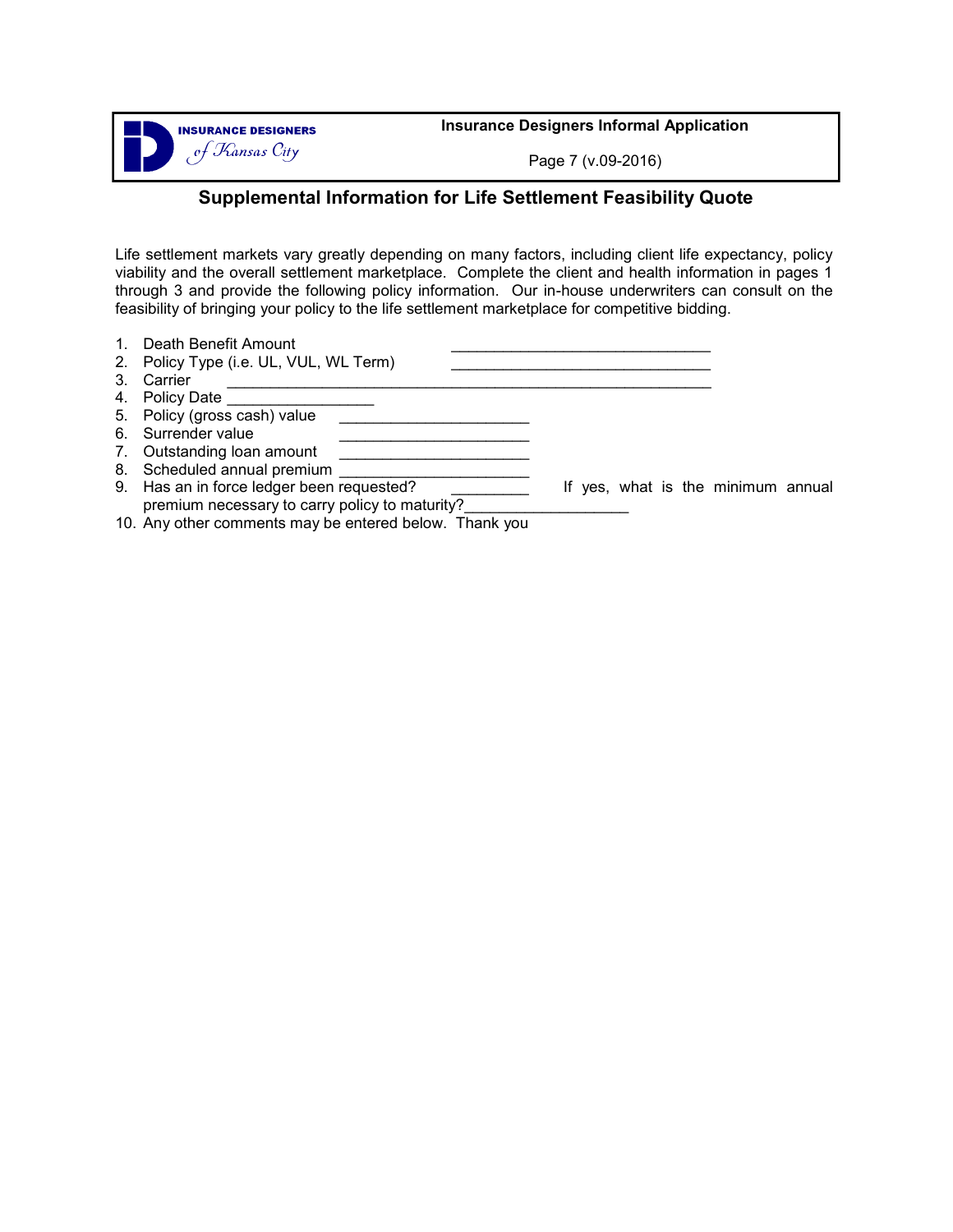## Supplemental Information for Life Settlement Feasibility Quote

Life settlement markets vary greatly depending on many factors, including client life expectancy, policy viability and the overall settlement marketplace. Complete the client and health information in pages 1 through 3 and provide the following policy information. Our in-house underwriters can consult on the feasibility of bringing your policy to the life settlement marketplace for competitive bidding.

1. Death Benefit Amount ______________________________
2. Policy Type (i.e. UL, VUL, WL Term) ______________________________
3. Carrier ________________________________________________________
4. Policy Date _________________
5. Policy (gross cash) value ______________________
6. Surrender value ______________________
7. Outstanding loan amount ______________________
8. Scheduled annual premium ______________________
9. Has an in force ledger been requested? _________ If yes, what is the minimum annual premium necessary to carry policy to maturity?___________________
10. Any other comments may be entered below. Thank you